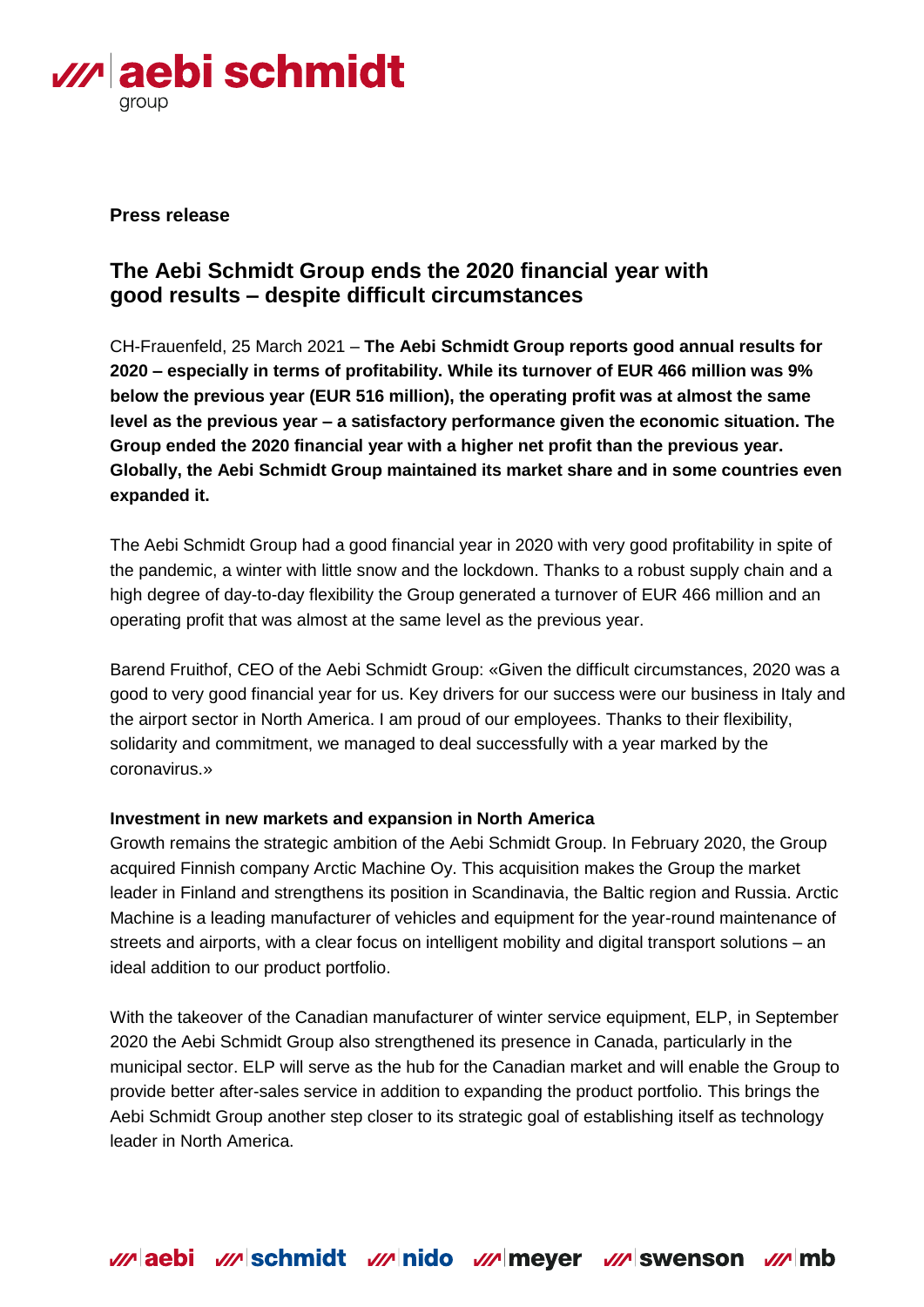**Press release**

## The Aebi Schmidt Group ends the 2020 financial year with good results – despite difficult circumstances

CH-Frauenfeld, 25 March 2021 – **The Aebi Schmidt Group reports good annual results for 2020 – especially in terms of profitability. While its turnover of EUR 466 million was 9% below the previous year (EUR 516 million), the operating profit was at almost the same level as the previous year – a satisfactory performance given the economic situation. The Group ended the 2020 financial year with a higher net profit than the previous year. Globally, the Aebi Schmidt Group maintained its market share and in some countries even expanded it.**

The Aebi Schmidt Group had a good financial year in 2020 with very good profitability in spite of the pandemic, a winter with little snow and the lockdown. Thanks to a robust supply chain and a high degree of day-to-day flexibility the Group generated a turnover of EUR 466 million and an operating profit that was almost at the same level as the previous year.

Barend Fruithof, CEO of the Aebi Schmidt Group: «Given the difficult circumstances, 2020 was a good to very good financial year for us. Key drivers for our success were our business in Italy and the airport sector in North America. I am proud of our employees. Thanks to their flexibility, solidarity and commitment, we managed to deal successfully with a year marked by the coronavirus.»

**Investment in new markets and expansion in North America**

Growth remains the strategic ambition of the Aebi Schmidt Group. In February 2020, the Group acquired Finnish company Arctic Machine Oy. This acquisition makes the Group the market leader in Finland and strengthens its position in Scandinavia, the Baltic region and Russia. Arctic Machine is a leading manufacturer of vehicles and equipment for the year-round maintenance of streets and airports, with a clear focus on intelligent mobility and digital transport solutions – an ideal addition to our product portfolio.

With the takeover of the Canadian manufacturer of winter service equipment, ELP, in September 2020 the Aebi Schmidt Group also strengthened its presence in Canada, particularly in the municipal sector. ELP will serve as the hub for the Canadian market and will enable the Group to provide better after-sales service in addition to expanding the product portfolio. This brings the Aebi Schmidt Group another step closer to its strategic goal of establishing itself as technology leader in North America.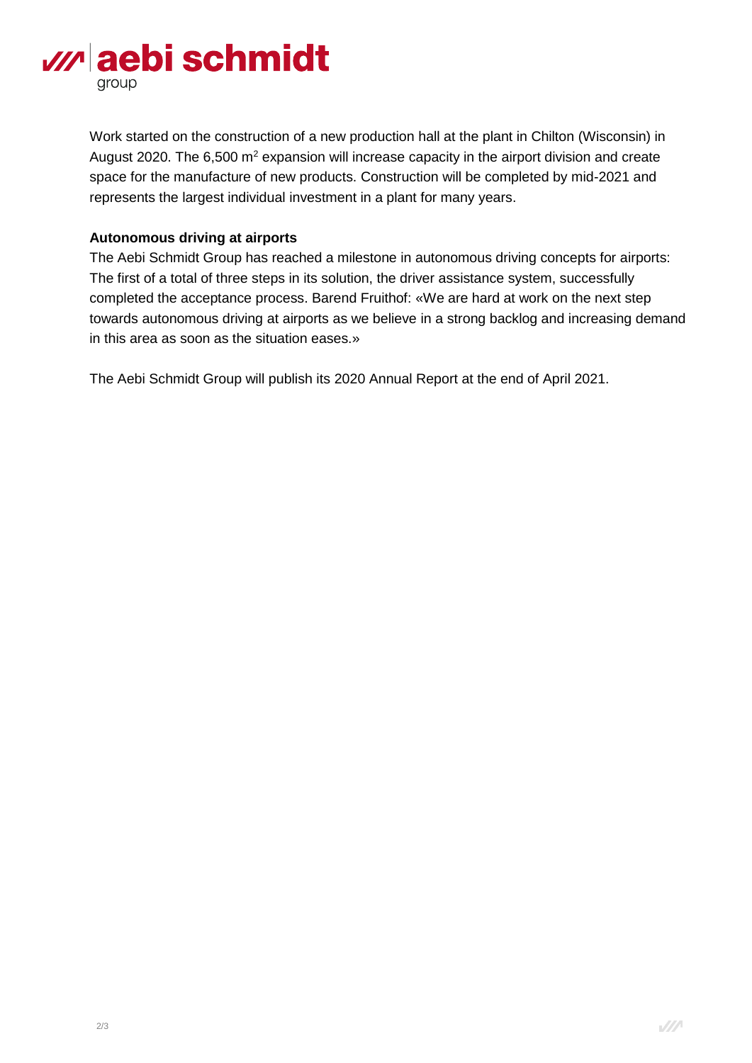Work started on the construction of a new production hall at the plant in Chilton (Wisconsin) in August 2020. The 6,500 $m^2$ expansion will increase capacity in the airport division and create space for the manufacture of new products. Construction will be completed by mid-2021 and represents the largest individual investment in a plant for many years.

**Autonomous driving at airports**

The Aebi Schmidt Group has reached a milestone in autonomous driving concepts for airports: The first of a total of three steps in its solution, the driver assistance system, successfully completed the acceptance process. Barend Fruithof: «We are hard at work on the next step towards autonomous driving at airports as we believe in a strong backlog and increasing demand in this area as soon as the situation eases.»

The Aebi Schmidt Group will publish its 2020 Annual Report at the end of April 2021.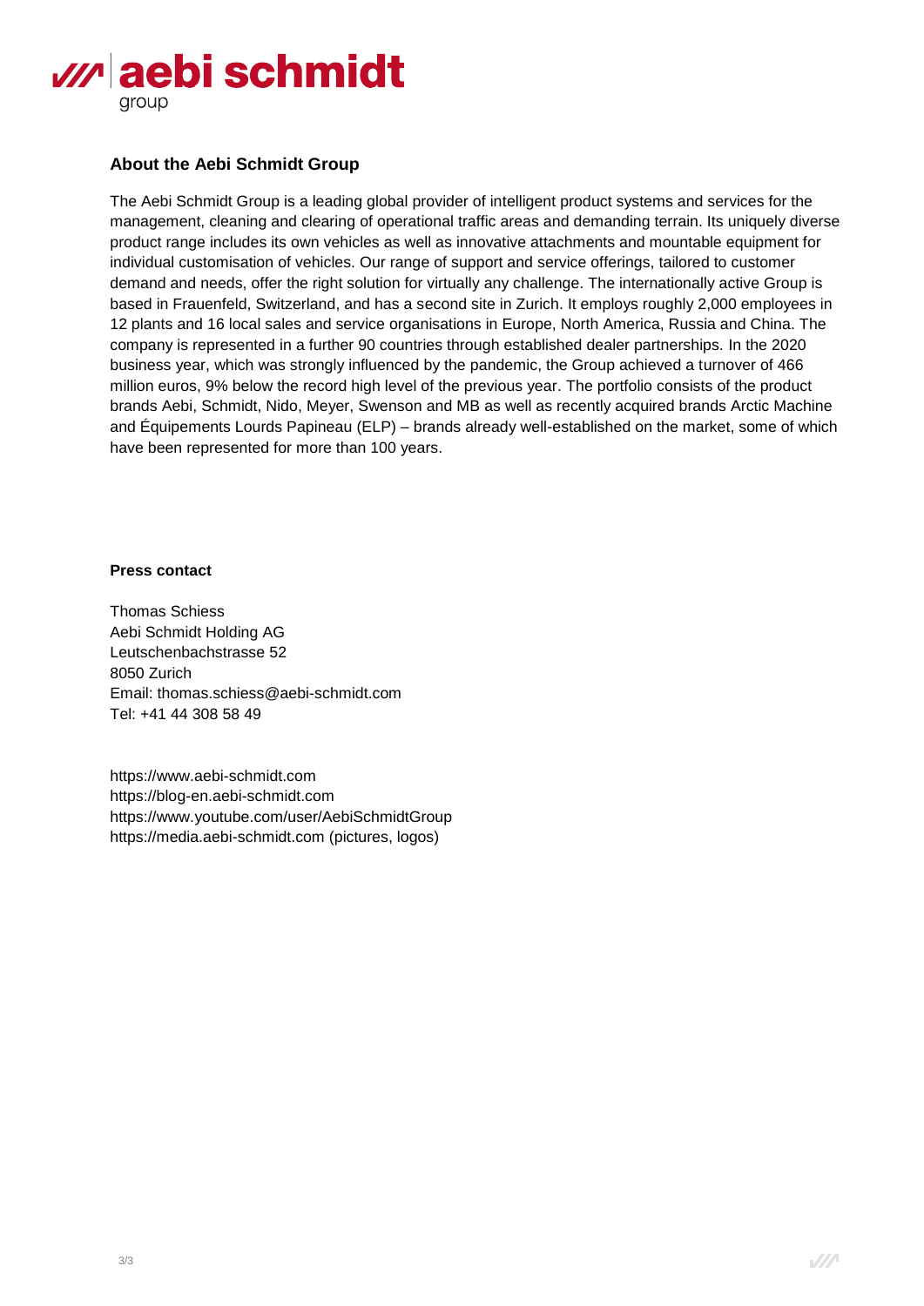## About the Aebi Schmidt Group

The Aebi Schmidt Group is a leading global provider of intelligent product systems and services for the management, cleaning and clearing of operational traffic areas and demanding terrain. Its uniquely diverse product range includes its own vehicles as well as innovative attachments and mountable equipment for individual customisation of vehicles. Our range of support and service offerings, tailored to customer demand and needs, offer the right solution for virtually any challenge. The internationally active Group is based in Frauenfeld, Switzerland, and has a second site in Zurich. It employs roughly 2,000 employees in 12 plants and 16 local sales and service organisations in Europe, North America, Russia and China. The company is represented in a further 90 countries through established dealer partnerships. In the 2020 business year, which was strongly influenced by the pandemic, the Group achieved a turnover of 466 million euros, 9% below the record high level of the previous year. The portfolio consists of the product brands Aebi, Schmidt, Nido, Meyer, Swenson and MB as well as recently acquired brands Arctic Machine and Équipements Lourds Papineau (ELP) – brands already well-established on the market, some of which have been represented for more than 100 years.

**Press contact**

Thomas Schiess
Aebi Schmidt Holding AG
Leutschenbachstrasse 52
8050 Zurich
Email: thomas.schiess@aebi-schmidt.com
Tel: +41 44 308 58 49

https://www.aebi-schmidt.com
https://blog-en.aebi-schmidt.com
https://www.youtube.com/user/AebiSchmidtGroup
https://media.aebi-schmidt.com (pictures, logos)